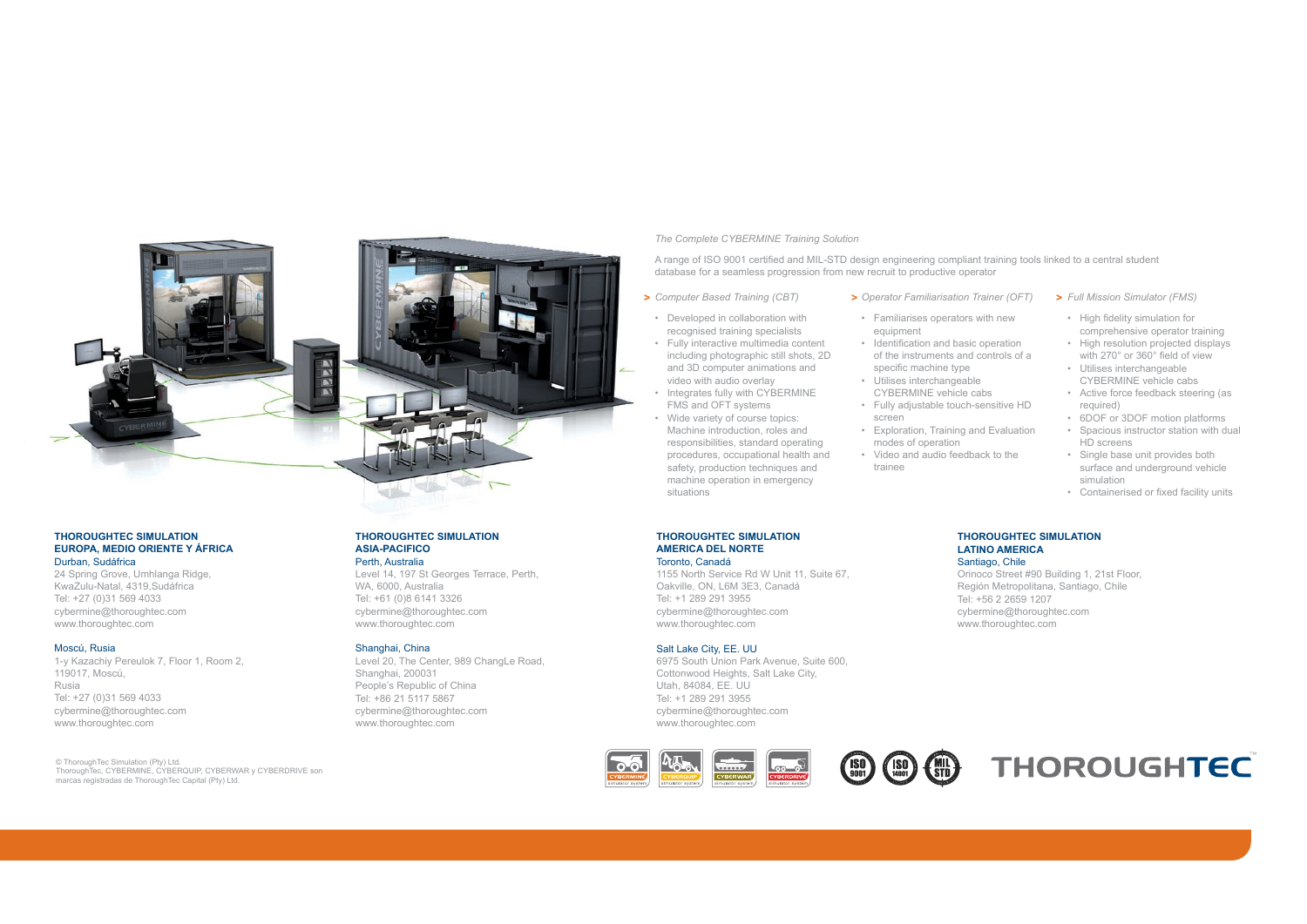*The Complete CYBERMINE Training Solution*

A range of ISO 9001 certified and MIL-STD design engineering compliant training tools linked to a central student database for a seamless progression from new recruit to productive operator

**>** *Computer Based Training (CBT)*

- Developed in collaboration with recognised training specialists
- Fully interactive multimedia content including photographic still shots, 2D and 3D computer animations and video with audio overlay
- Integrates fully with CYBERMINE FMS and OFT systems
- Wide variety of course topics: Machine introduction, roles and responsibilities, standard operating procedures, occupational health and safety, production techniques and machine operation in emergency situations

**>** *Operator Familiarisation Trainer (OFT)*

- Familiarises operators with new equipment
- Identification and basic operation of the instruments and controls of a specific machine type
- Utilises interchangeable CYBERMINE vehicle cabs
- Fully adjustable touch-sensitive HD screen
- Exploration, Training and Evaluation modes of operation
- Video and audio feedback to the trainee

**>** *Full Mission Simulator (FMS)*

- High fidelity simulation for comprehensive operator training
- High resolution projected displays with 270° or 360° field of view
- Utilises interchangeable CYBERMINE vehicle cabs
- Active force feedback steering (as required)
- 6DOF or 3DOF motion platforms
- Spacious instructor station with dual HD screens
- Single base unit provides both surface and underground vehicle simulation
- Containerised or fixed facility units

**THOROUGHTEC SIMULATION**
**EUROPA, MEDIO ORIENTE Y ÁFRICA**

Durban, Sudáfrica
24 Spring Grove, Umhlanga Ridge,
KwaZulu-Natal, 4319,Sudáfrica
Tel: +27 (0)31 569 4033
cybermine@thoroughtec.com
www.thoroughtec.com

Moscú, Rusia
1-y Kazachiy Pereulok 7, Floor 1, Room 2,
119017, Moscú,
Rusia
Tel: +27 (0)31 569 4033
cybermine@thoroughtec.com
www.thoroughtec.com

**THOROUGHTEC SIMULATION**
**ASIA-PACIFICO**

Perth, Australia
Level 14, 197 St Georges Terrace, Perth,
WA, 6000, Australia
Tel: +61 (0)8 6141 3326
cybermine@thoroughtec.com
www.thoroughtec.com

Shanghai, China
Level 20, The Center, 989 ChangLe Road,
Shanghai, 200031
People's Republic of China
Tel: +86 21 5117 5867
cybermine@thoroughtec.com
www.thoroughtec.com

**THOROUGHTEC SIMULATION**
**AMERICA DEL NORTE**

Toronto, Canadá
1155 North Service Rd W Unit 11, Suite 67,
Oakville, ON, L6M 3E3, Canadá
Tel: +1 289 291 3955
cybermine@thoroughtec.com
www.thoroughtec.com

Salt Lake City, EE. UU
6975 South Union Park Avenue, Suite 600,
Cottonwood Heights, Salt Lake City,
Utah, 84084, EE. UU
Tel: +1 289 291 3955
cybermine@thoroughtec.com
www.thoroughtec.com

**THOROUGHTEC SIMULATION**
**LATINO AMERICA**

Santiago, Chile
Orinoco Street #90 Building 1, 21st Floor,
Región Metropolitana, Santiago, Chile
Tel: +56 2 2659 1207
cybermine@thoroughtec.com
www.thoroughtec.com

© ThoroughTec Simulation (Pty) Ltd.
ThoroughTec, CYBERMINE, CYBERQUIP, CYBERWAR y CYBERDRIVE son marcas registradas de ThoroughTec Capital (Pty) Ltd.

THOROUGHTEC™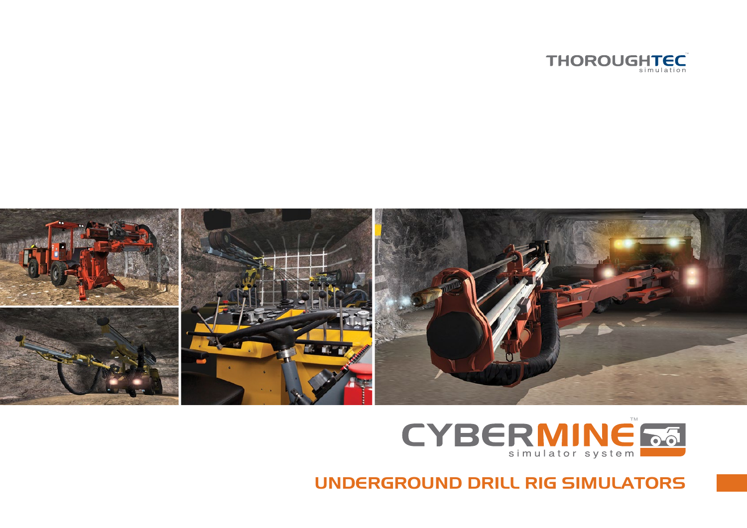THOROUGHTEC simulation

CYBERMINE simulator system

# UNDERGROUND DRILL RIG SIMULATORS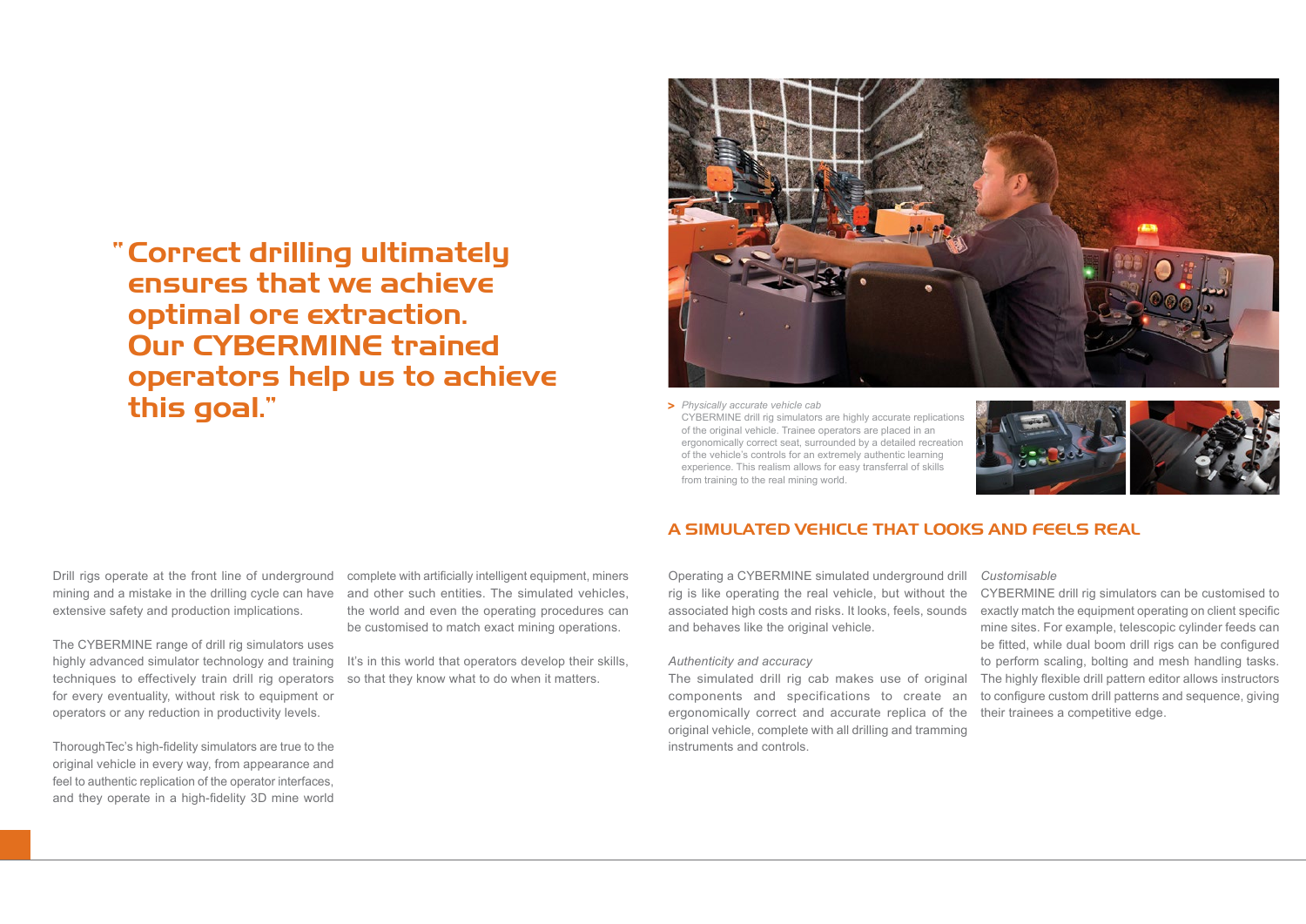> "Correct drilling ultimately ensures that we achieve optimal ore extraction. Our CYBERMINE trained operators help us to achieve this goal."

Drill rigs operate at the front line of underground mining and a mistake in the drilling cycle can have extensive safety and production implications.

The CYBERMINE range of drill rig simulators uses highly advanced simulator technology and training techniques to effectively train drill rig operators for every eventuality, without risk to equipment or operators or any reduction in productivity levels.

ThoroughTec's high-fidelity simulators are true to the original vehicle in every way, from appearance and feel to authentic replication of the operator interfaces, and they operate in a high-fidelity 3D mine world complete with artificially intelligent equipment, miners and other such entities. The simulated vehicles, the world and even the operating procedures can be customised to match exact mining operations.

It's in this world that operators develop their skills, so that they know what to do when it matters.

> *Physically accurate vehicle cab*
> CYBERMINE drill rig simulators are highly accurate replications of the original vehicle. Trainee operators are placed in an ergonomically correct seat, surrounded by a detailed recreation of the vehicle's controls for an extremely authentic learning experience. This realism allows for easy transferral of skills from training to the real mining world.

## A SIMULATED VEHICLE THAT LOOKS AND FEELS REAL

Operating a CYBERMINE simulated underground drill rig is like operating the real vehicle, but without the associated high costs and risks. It looks, feels, sounds and behaves like the original vehicle.

*Authenticity and accuracy*

The simulated drill rig cab makes use of original components and specifications to create an ergonomically correct and accurate replica of the original vehicle, complete with all drilling and tramming instruments and controls.

*Customisable*

CYBERMINE drill rig simulators can be customised to exactly match the equipment operating on client specific mine sites. For example, telescopic cylinder feeds can be fitted, while dual boom drill rigs can be configured to perform scaling, bolting and mesh handling tasks. The highly flexible drill pattern editor allows instructors to configure custom drill patterns and sequence, giving their trainees a competitive edge.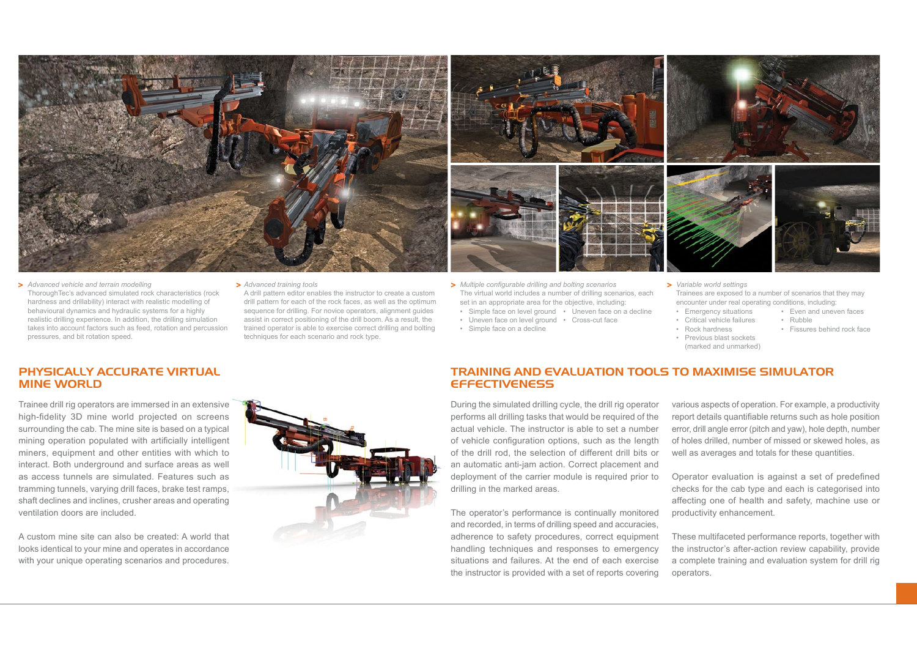> *Advanced vehicle and terrain modelling*

ThoroughTec's advanced simulated rock characteristics (rock hardness and drillability) interact with realistic modelling of behavioural dynamics and hydraulic systems for a highly realistic drilling experience. In addition, the drilling simulation takes into account factors such as feed, rotation and percussion pressures, and bit rotation speed.

> *Advanced training tools*

A drill pattern editor enables the instructor to create a custom drill pattern for each of the rock faces, as well as the optimum sequence for drilling. For novice operators, alignment guides assist in correct positioning of the drill boom. As a result, the trained operator is able to exercise correct drilling and bolting techniques for each scenario and rock type.

> *Multiple configurable drilling and bolting scenarios*

The virtual world includes a number of drilling scenarios, each set in an appropriate area for the objective, including:

- Simple face on level ground
- Uneven face on level ground
- Simple face on a decline
- Uneven face on a decline
- Cross-cut face

> *Variable world settings*

Trainees are exposed to a number of scenarios that they may encounter under real operating conditions, including:

- Emergency situations
- Critical vehicle failures
- Rock hardness
- Previous blast sockets (marked and unmarked)
- Even and uneven faces
- Rubble
- Fissures behind rock face

## PHYSICALLY ACCURATE VIRTUAL MINE WORLD

Trainee drill rig operators are immersed in an extensive high-fidelity 3D mine world projected on screens surrounding the cab. The mine site is based on a typical mining operation populated with artificially intelligent miners, equipment and other entities with which to interact. Both underground and surface areas as well as access tunnels are simulated. Features such as tramming tunnels, varying drill faces, brake test ramps, shaft declines and inclines, crusher areas and operating ventilation doors are included.

A custom mine site can also be created: A world that looks identical to your mine and operates in accordance with your unique operating scenarios and procedures.

## TRAINING AND EVALUATION TOOLS TO MAXIMISE SIMULATOR EFFECTIVENESS

During the simulated drilling cycle, the drill rig operator performs all drilling tasks that would be required of the actual vehicle. The instructor is able to set a number of vehicle configuration options, such as the length of the drill rod, the selection of different drill bits or an automatic anti-jam action. Correct placement and deployment of the carrier module is required prior to drilling in the marked areas.

The operator's performance is continually monitored and recorded, in terms of drilling speed and accuracies, adherence to safety procedures, correct equipment handling techniques and responses to emergency situations and failures. At the end of each exercise the instructor is provided with a set of reports covering various aspects of operation. For example, a productivity report details quantifiable returns such as hole position error, drill angle error (pitch and yaw), hole depth, number of holes drilled, number of missed or skewed holes, as well as averages and totals for these quantities.

Operator evaluation is against a set of predefined checks for the cab type and each is categorised into affecting one of health and safety, machine use or productivity enhancement.

These multifaceted performance reports, together with the instructor's after-action review capability, provide a complete training and evaluation system for drill rig operators.